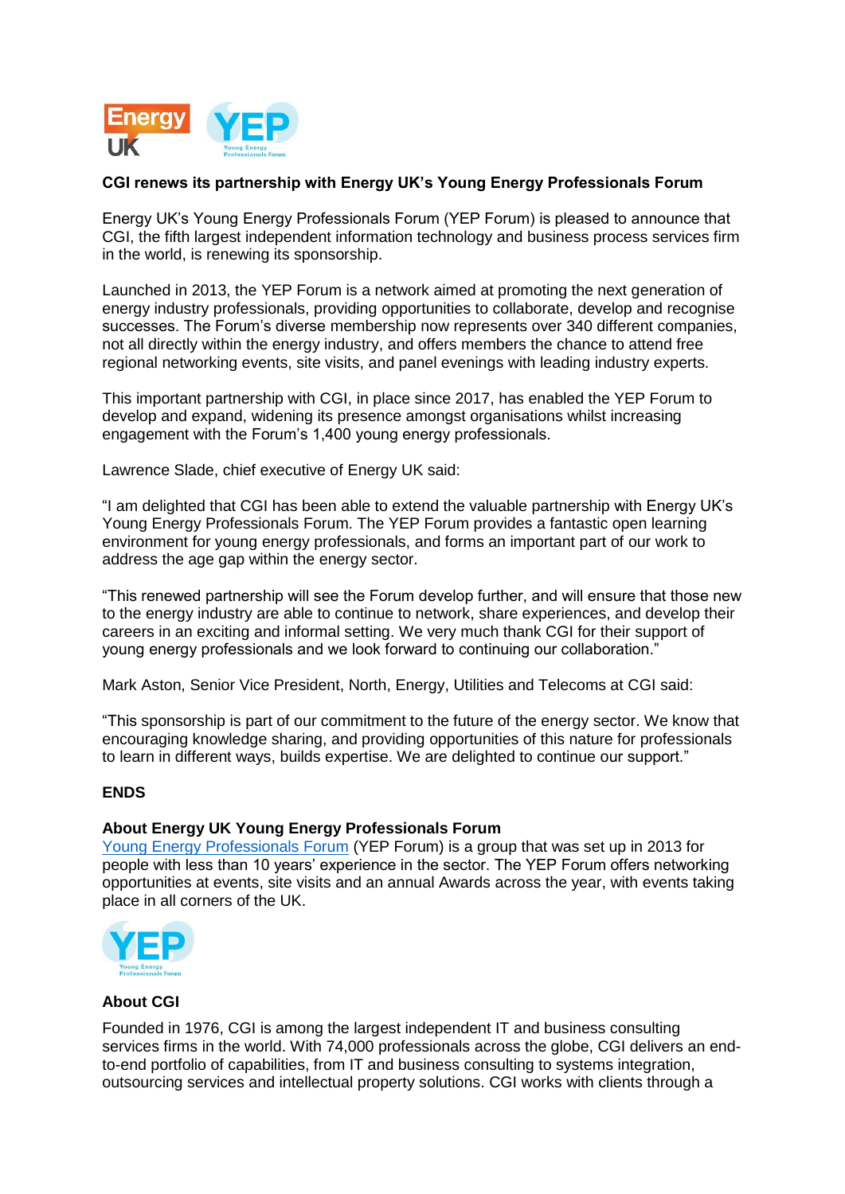**CGI renews its partnership with Energy UK's Young Energy Professionals Forum**

Energy UK's Young Energy Professionals Forum (YEP Forum) is pleased to announce that CGI, the fifth largest independent information technology and business process services firm in the world, is renewing its sponsorship.

Launched in 2013, the YEP Forum is a network aimed at promoting the next generation of energy industry professionals, providing opportunities to collaborate, develop and recognise successes. The Forum's diverse membership now represents over 340 different companies, not all directly within the energy industry, and offers members the chance to attend free regional networking events, site visits, and panel evenings with leading industry experts.

This important partnership with CGI, in place since 2017, has enabled the YEP Forum to develop and expand, widening its presence amongst organisations whilst increasing engagement with the Forum's 1,400 young energy professionals.

Lawrence Slade, chief executive of Energy UK said:

"I am delighted that CGI has been able to extend the valuable partnership with Energy UK's Young Energy Professionals Forum. The YEP Forum provides a fantastic open learning environment for young energy professionals, and forms an important part of our work to address the age gap within the energy sector.

"This renewed partnership will see the Forum develop further, and will ensure that those new to the energy industry are able to continue to network, share experiences, and develop their careers in an exciting and informal setting. We very much thank CGI for their support of young energy professionals and we look forward to continuing our collaboration."

Mark Aston, Senior Vice President, North, Energy, Utilities and Telecoms at CGI said:

"This sponsorship is part of our commitment to the future of the energy sector. We know that encouraging knowledge sharing, and providing opportunities of this nature for professionals to learn in different ways, builds expertise. We are delighted to continue our support."

**ENDS**

**About Energy UK Young Energy Professionals Forum**

Young Energy Professionals Forum (YEP Forum) is a group that was set up in 2013 for people with less than 10 years' experience in the sector. The YEP Forum offers networking opportunities at events, site visits and an annual Awards across the year, with events taking place in all corners of the UK.

**About CGI**

Founded in 1976, CGI is among the largest independent IT and business consulting services firms in the world. With 74,000 professionals across the globe, CGI delivers an end-to-end portfolio of capabilities, from IT and business consulting to systems integration, outsourcing services and intellectual property solutions. CGI works with clients through a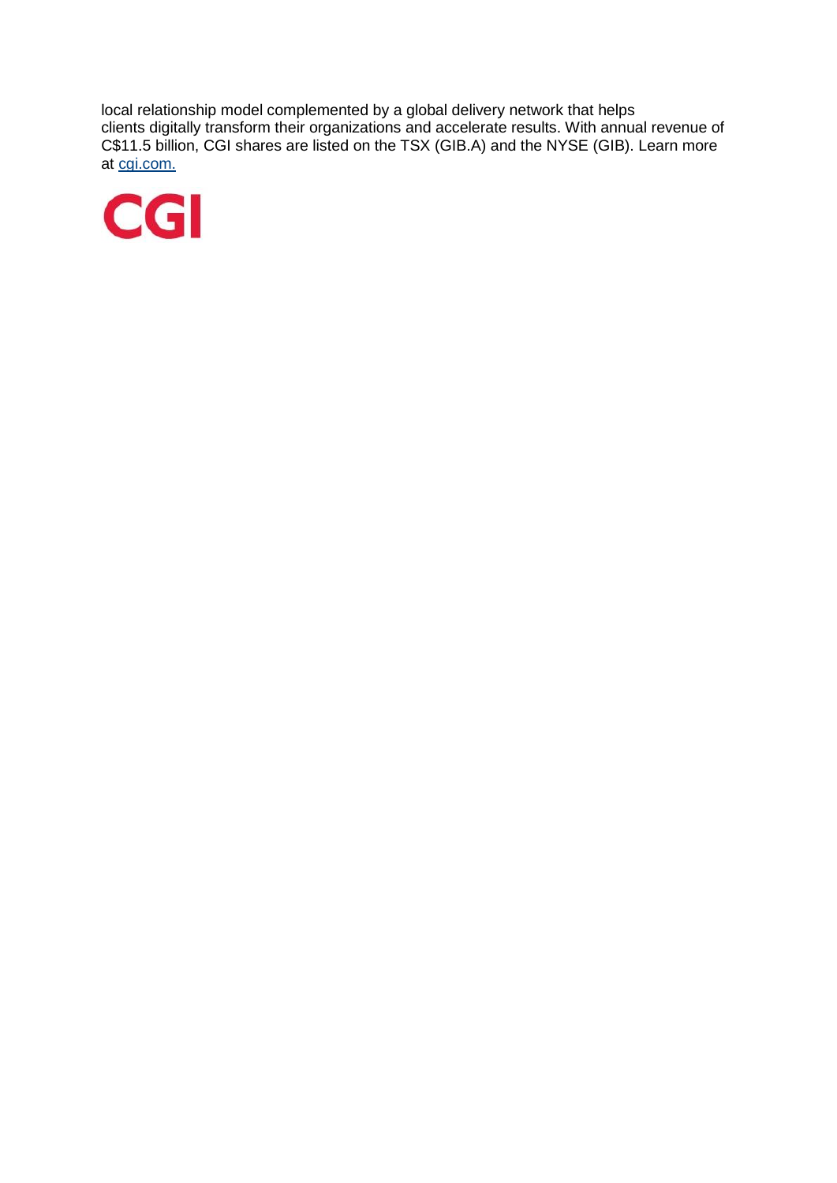local relationship model complemented by a global delivery network that helps clients digitally transform their organizations and accelerate results. With annual revenue of C$11.5 billion, CGI shares are listed on the TSX (GIB.A) and the NYSE (GIB). Learn more at [cgi.com.](https://www.cgi.com)